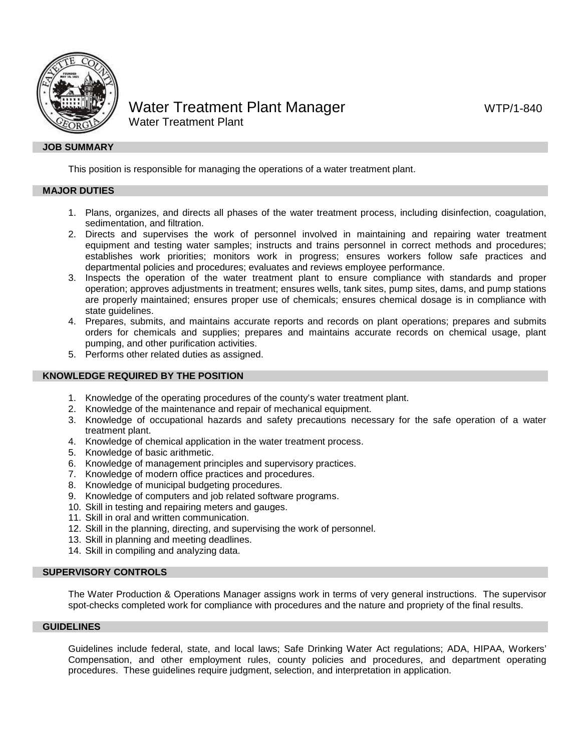# Water Treatment Plant Manager

WTP/1-840

Water Treatment Plant

## JOB SUMMARY

This position is responsible for managing the operations of a water treatment plant.

## MAJOR DUTIES

1. Plans, organizes, and directs all phases of the water treatment process, including disinfection, coagulation, sedimentation, and filtration.
2. Directs and supervises the work of personnel involved in maintaining and repairing water treatment equipment and testing water samples; instructs and trains personnel in correct methods and procedures; establishes work priorities; monitors work in progress; ensures workers follow safe practices and departmental policies and procedures; evaluates and reviews employee performance.
3. Inspects the operation of the water treatment plant to ensure compliance with standards and proper operation; approves adjustments in treatment; ensures wells, tank sites, pump sites, dams, and pump stations are properly maintained; ensures proper use of chemicals; ensures chemical dosage is in compliance with state guidelines.
4. Prepares, submits, and maintains accurate reports and records on plant operations; prepares and submits orders for chemicals and supplies; prepares and maintains accurate records on chemical usage, plant pumping, and other purification activities.
5. Performs other related duties as assigned.

## KNOWLEDGE REQUIRED BY THE POSITION

1. Knowledge of the operating procedures of the county's water treatment plant.
2. Knowledge of the maintenance and repair of mechanical equipment.
3. Knowledge of occupational hazards and safety precautions necessary for the safe operation of a water treatment plant.
4. Knowledge of chemical application in the water treatment process.
5. Knowledge of basic arithmetic.
6. Knowledge of management principles and supervisory practices.
7. Knowledge of modern office practices and procedures.
8. Knowledge of municipal budgeting procedures.
9. Knowledge of computers and job related software programs.
10. Skill in testing and repairing meters and gauges.
11. Skill in oral and written communication.
12. Skill in the planning, directing, and supervising the work of personnel.
13. Skill in planning and meeting deadlines.
14. Skill in compiling and analyzing data.

## SUPERVISORY CONTROLS

The Water Production & Operations Manager assigns work in terms of very general instructions. The supervisor spot-checks completed work for compliance with procedures and the nature and propriety of the final results.

## GUIDELINES

Guidelines include federal, state, and local laws; Safe Drinking Water Act regulations; ADA, HIPAA, Workers' Compensation, and other employment rules, county policies and procedures, and department operating procedures. These guidelines require judgment, selection, and interpretation in application.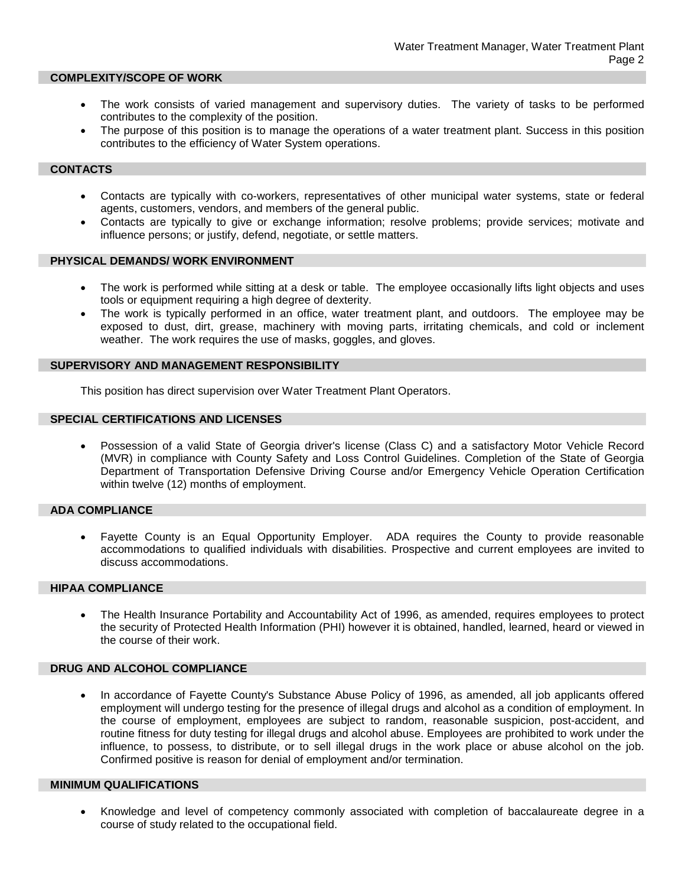## COMPLEXITY/SCOPE OF WORK

- The work consists of varied management and supervisory duties. The variety of tasks to be performed contributes to the complexity of the position.
- The purpose of this position is to manage the operations of a water treatment plant. Success in this position contributes to the efficiency of Water System operations.

## CONTACTS

- Contacts are typically with co-workers, representatives of other municipal water systems, state or federal agents, customers, vendors, and members of the general public.
- Contacts are typically to give or exchange information; resolve problems; provide services; motivate and influence persons; or justify, defend, negotiate, or settle matters.

## PHYSICAL DEMANDS/ WORK ENVIRONMENT

- The work is performed while sitting at a desk or table. The employee occasionally lifts light objects and uses tools or equipment requiring a high degree of dexterity.
- The work is typically performed in an office, water treatment plant, and outdoors. The employee may be exposed to dust, dirt, grease, machinery with moving parts, irritating chemicals, and cold or inclement weather. The work requires the use of masks, goggles, and gloves.

## SUPERVISORY AND MANAGEMENT RESPONSIBILITY

This position has direct supervision over Water Treatment Plant Operators.

## SPECIAL CERTIFICATIONS AND LICENSES

- Possession of a valid State of Georgia driver's license (Class C) and a satisfactory Motor Vehicle Record (MVR) in compliance with County Safety and Loss Control Guidelines. Completion of the State of Georgia Department of Transportation Defensive Driving Course and/or Emergency Vehicle Operation Certification within twelve (12) months of employment.

## ADA COMPLIANCE

- Fayette County is an Equal Opportunity Employer. ADA requires the County to provide reasonable accommodations to qualified individuals with disabilities. Prospective and current employees are invited to discuss accommodations.

## HIPAA COMPLIANCE

- The Health Insurance Portability and Accountability Act of 1996, as amended, requires employees to protect the security of Protected Health Information (PHI) however it is obtained, handled, learned, heard or viewed in the course of their work.

## DRUG AND ALCOHOL COMPLIANCE

- In accordance of Fayette County's Substance Abuse Policy of 1996, as amended, all job applicants offered employment will undergo testing for the presence of illegal drugs and alcohol as a condition of employment. In the course of employment, employees are subject to random, reasonable suspicion, post-accident, and routine fitness for duty testing for illegal drugs and alcohol abuse. Employees are prohibited to work under the influence, to possess, to distribute, or to sell illegal drugs in the work place or abuse alcohol on the job. Confirmed positive is reason for denial of employment and/or termination.

## MINIMUM QUALIFICATIONS

- Knowledge and level of competency commonly associated with completion of baccalaureate degree in a course of study related to the occupational field.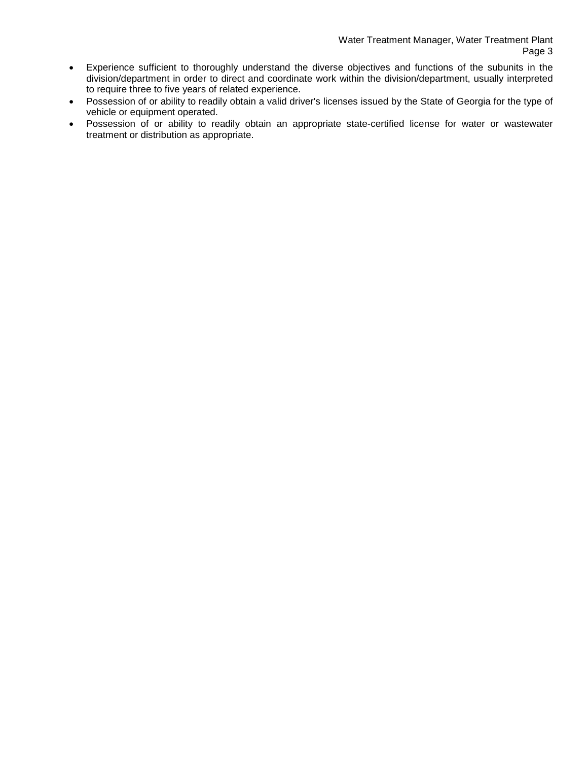- Experience sufficient to thoroughly understand the diverse objectives and functions of the subunits in the division/department in order to direct and coordinate work within the division/department, usually interpreted to require three to five years of related experience.
- Possession of or ability to readily obtain a valid driver's licenses issued by the State of Georgia for the type of vehicle or equipment operated.
- Possession of or ability to readily obtain an appropriate state-certified license for water or wastewater treatment or distribution as appropriate.